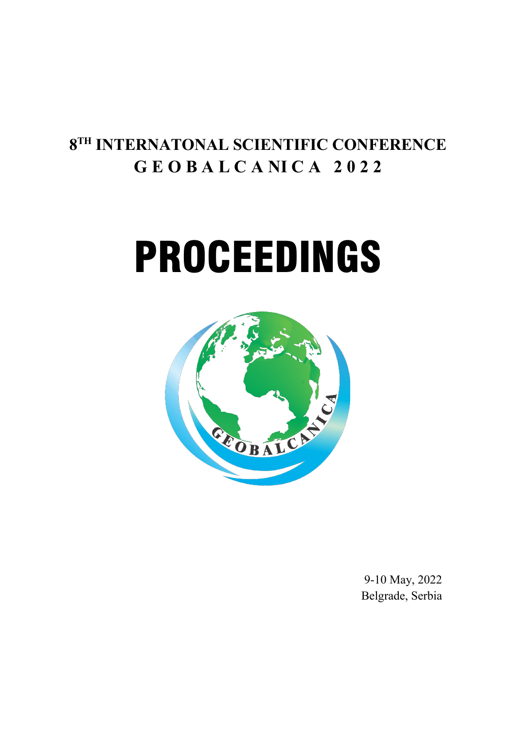# 8[TH] INTERNATONAL SCIENTIFIC CONFERENCE

# GEOBALCANICA 2022

# PROCEEDINGS

9-10 May, 2022
Belgrade, Serbia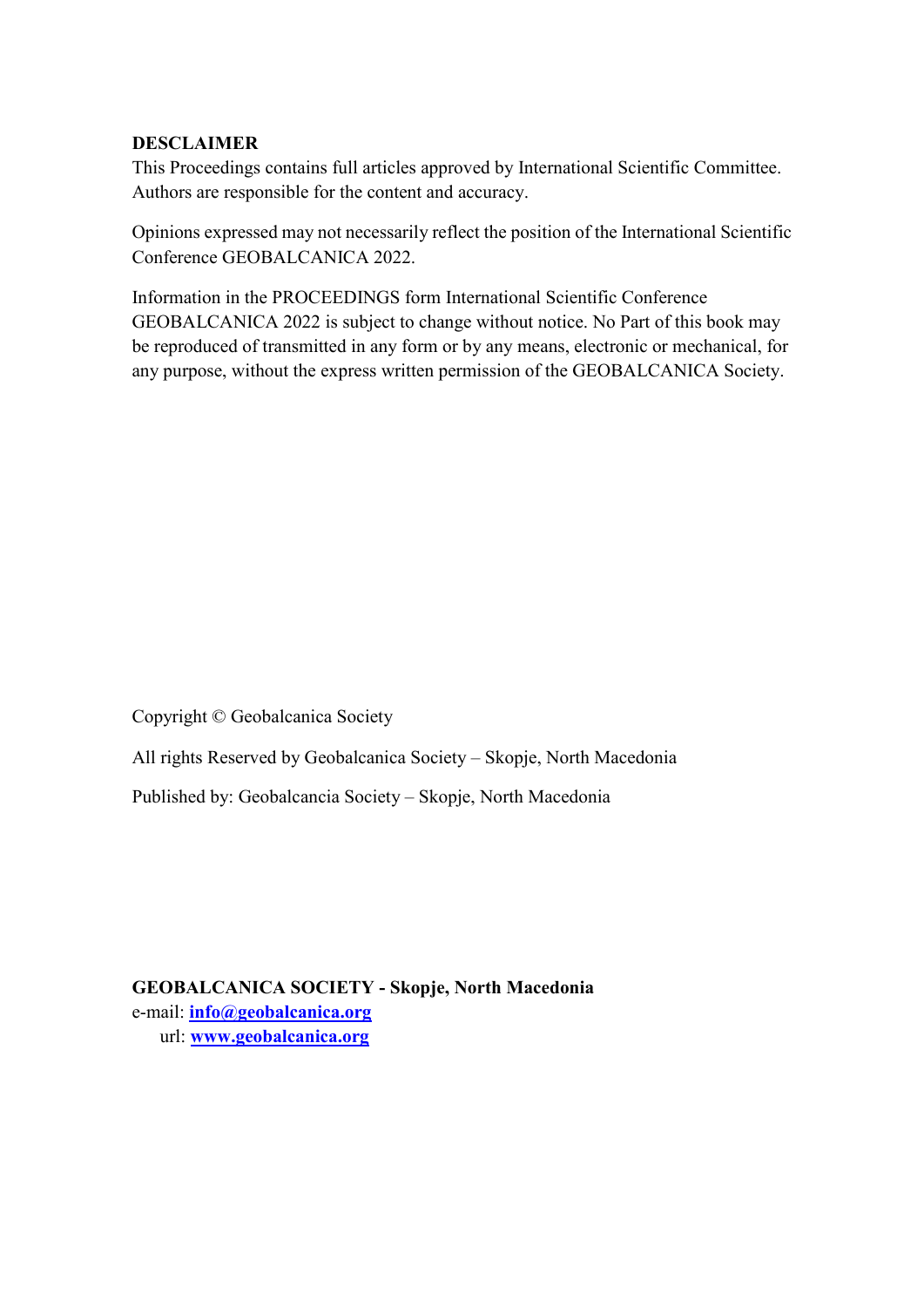**DESCLAIMER**

This Proceedings contains full articles approved by International Scientific Committee. Authors are responsible for the content and accuracy.

Opinions expressed may not necessarily reflect the position of the International Scientific Conference GEOBALCANICA 2022.

Information in the PROCEEDINGS form International Scientific Conference GEOBALCANICA 2022 is subject to change without notice. No Part of this book may be reproduced of transmitted in any form or by any means, electronic or mechanical, for any purpose, without the express written permission of the GEOBALCANICA Society.

Copyright © Geobalcanica Society

All rights Reserved by Geobalcanica Society – Skopje, North Macedonia

Published by: Geobalcancia Society – Skopje, North Macedonia

**GEOBALCANICA SOCIETY - Skopje, North Macedonia**
e-mail: **info@geobalcanica.org**
url: **www.geobalcanica.org**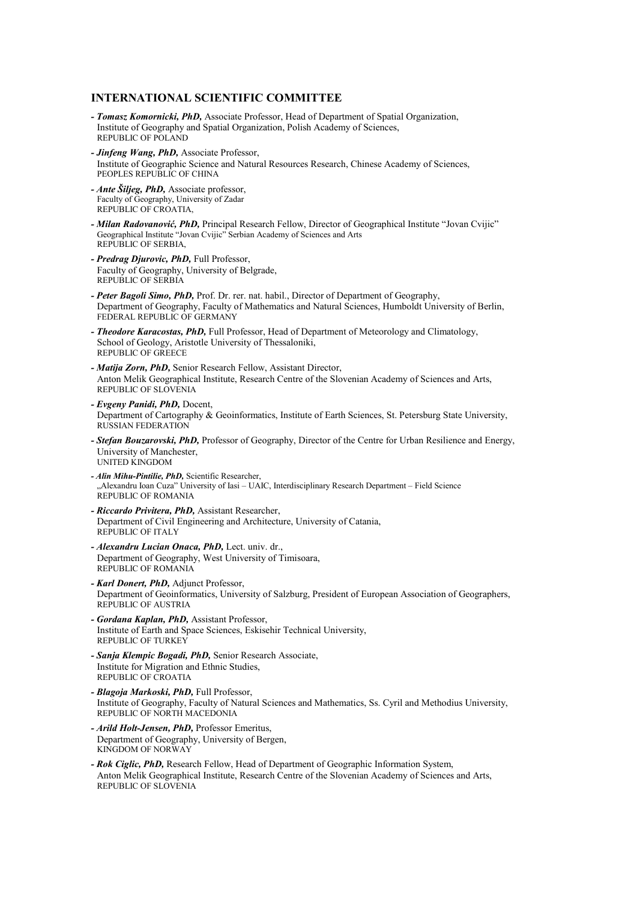## INTERNATIONAL SCIENTIFIC COMMITTEE

- ***Tomasz Komornicki, PhD,*** Associate Professor, Head of Department of Spatial Organization, Institute of Geography and Spatial Organization, Polish Academy of Sciences, REPUBLIC OF POLAND
- ***Jinfeng Wang, PhD,*** Associate Professor, Institute of Geographic Science and Natural Resources Research, Chinese Academy of Sciences, PEOPLES REPUBLIC OF CHINA
- ***Ante Šiljeg, PhD,*** Associate professor, Faculty of Geography, University of Zadar REPUBLIC OF CROATIA,
- ***Milan Radovanović, PhD,*** Principal Research Fellow, Director of Geographical Institute "Jovan Cvijic" Geographical Institute "Jovan Cvijic" Serbian Academy of Sciences and Arts REPUBLIC OF SERBIA,
- ***Predrag Djurovic, PhD,*** Full Professor, Faculty of Geography, University of Belgrade, REPUBLIC OF SERBIA
- ***Peter Bagoli Simo, PhD,*** Prof. Dr. rer. nat. habil., Director of Department of Geography, Department of Geography, Faculty of Mathematics and Natural Sciences, Humboldt University of Berlin, FEDERAL REPUBLIC OF GERMANY
- ***Theodore Karacostas, PhD,*** Full Professor, Head of Department of Meteorology and Climatology, School of Geology, Aristotle University of Thessaloniki, REPUBLIC OF GREECE
- ***Matija Zorn, PhD,*** Senior Research Fellow, Assistant Director, Anton Melik Geographical Institute, Research Centre of the Slovenian Academy of Sciences and Arts, REPUBLIC OF SLOVENIA
- ***Evgeny Panidi, PhD,*** Docent, Department of Cartography & Geoinformatics, Institute of Earth Sciences, St. Petersburg State University, RUSSIAN FEDERATION
- ***Stefan Bouzarovski, PhD,*** Professor of Geography, Director of the Centre for Urban Resilience and Energy, University of Manchester, UNITED KINGDOM
- ***Alin Mihu-Pintilie, PhD,*** Scientific Researcher, „Alexandru Ioan Cuza" University of Iasi – UAIC, Interdisciplinary Research Department – Field Science REPUBLIC OF ROMANIA
- ***Riccardo Privitera, PhD,*** Assistant Researcher, Department of Civil Engineering and Architecture, University of Catania, REPUBLIC OF ITALY
- ***Alexandru Lucian Onaca, PhD,*** Lect. univ. dr., Department of Geography, West University of Timisoara, REPUBLIC OF ROMANIA
- ***Karl Donert, PhD,*** Adjunct Professor, Department of Geoinformatics, University of Salzburg, President of European Association of Geographers, REPUBLIC OF AUSTRIA
- ***Gordana Kaplan, PhD,*** Assistant Professor, Institute of Earth and Space Sciences, Eskisehir Technical University, REPUBLIC OF TURKEY
- ***Sanja Klempic Bogadi, PhD,*** Senior Research Associate, Institute for Migration and Ethnic Studies, REPUBLIC OF CROATIA
- ***Blagoja Markoski, PhD,*** Full Professor, Institute of Geography, Faculty of Natural Sciences and Mathematics, Ss. Cyril and Methodius University, REPUBLIC OF NORTH MACEDONIA
- ***Arild Holt-Jensen, PhD,*** Professor Emeritus, Department of Geography, University of Bergen, KINGDOM OF NORWAY
- ***Rok Ciglic, PhD,*** Research Fellow, Head of Department of Geographic Information System, Anton Melik Geographical Institute, Research Centre of the Slovenian Academy of Sciences and Arts, REPUBLIC OF SLOVENIA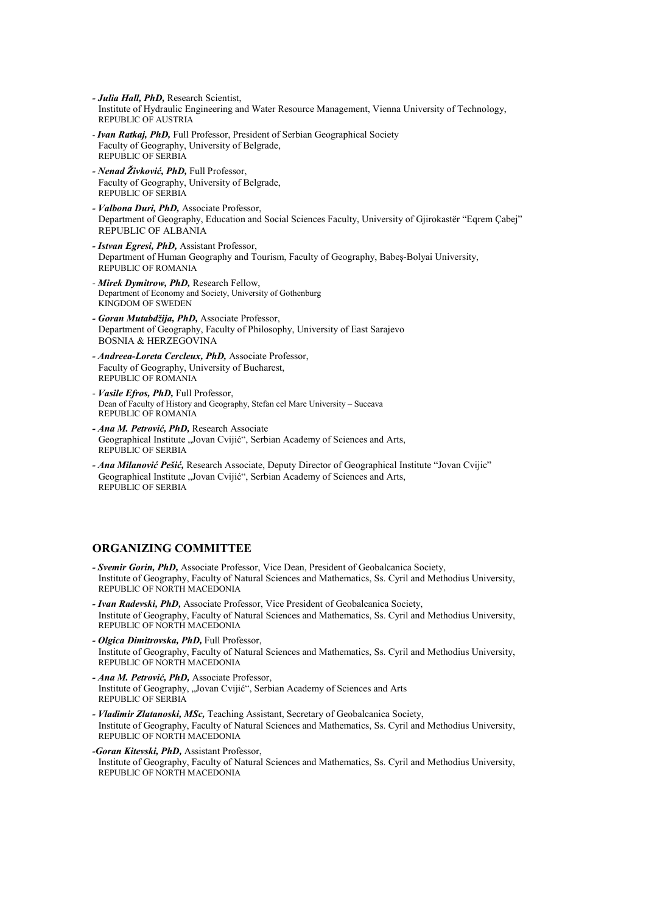- ***Julia Hall, PhD,*** Research Scientist,
  Institute of Hydraulic Engineering and Water Resource Management, Vienna University of Technology,
  REPUBLIC OF AUSTRIA

- ***Ivan Ratkaj, PhD,*** Full Professor, President of Serbian Geographical Society
  Faculty of Geography, University of Belgrade,
  REPUBLIC OF SERBIA

- ***Nenad Živković, PhD,*** Full Professor,
  Faculty of Geography, University of Belgrade,
  REPUBLIC OF SERBIA

- ***Valbona Duri, PhD,*** Associate Professor,
  Department of Geography, Education and Social Sciences Faculty, University of Gjirokastër "Eqrem Çabej"
  REPUBLIC OF ALBANIA

- ***Istvan Egresi, PhD,*** Assistant Professor,
  Department of Human Geography and Tourism, Faculty of Geography, Babeş-Bolyai University,
  REPUBLIC OF ROMANIA

- ***Mirek Dymitrow, PhD,*** Research Fellow,
  Department of Economy and Society, University of Gothenburg
  KINGDOM OF SWEDEN

- ***Goran Mutabdžija, PhD,*** Associate Professor,
  Department of Geography, Faculty of Philosophy, University of East Sarajevo
  BOSNIA & HERZEGOVINA

- ***Andreea-Loreta Cercleux, PhD,*** Associate Professor,
  Faculty of Geography, University of Bucharest,
  REPUBLIC OF ROMANIA

- ***Vasile Efros, PhD,*** Full Professor,
  Dean of Faculty of History and Geography, Stefan cel Mare University – Suceava
  REPUBLIC OF ROMANIA

- ***Ana M. Petrović, PhD,*** Research Associate
  Geographical Institute „Jovan Cvijić", Serbian Academy of Sciences and Arts,
  REPUBLIC OF SERBIA

- ***Ana Milanović Pešić,*** Research Associate, Deputy Director of Geographical Institute "Jovan Cvijic"
  Geographical Institute „Jovan Cvijić", Serbian Academy of Sciences and Arts,
  REPUBLIC OF SERBIA

## ORGANIZING COMMITTEE

- ***Svemir Gorin, PhD,*** Associate Professor, Vice Dean, President of Geobalcanica Society,
  Institute of Geography, Faculty of Natural Sciences and Mathematics, Ss. Cyril and Methodius University,
  REPUBLIC OF NORTH MACEDONIA

- ***Ivan Radevski, PhD,*** Associate Professor, Vice President of Geobalcanica Society,
  Institute of Geography, Faculty of Natural Sciences and Mathematics, Ss. Cyril and Methodius University,
  REPUBLIC OF NORTH MACEDONIA

- ***Olgica Dimitrovska, PhD,*** Full Professor,
  Institute of Geography, Faculty of Natural Sciences and Mathematics, Ss. Cyril and Methodius University,
  REPUBLIC OF NORTH MACEDONIA

- ***Ana M. Petrović, PhD,*** Associate Professor,
  Institute of Geography, „Jovan Cvijić", Serbian Academy of Sciences and Arts
  REPUBLIC OF SERBIA

- ***Vladimir Zlatanoski, MSc,*** Teaching Assistant, Secretary of Geobalcanica Society,
  Institute of Geography, Faculty of Natural Sciences and Mathematics, Ss. Cyril and Methodius University,
  REPUBLIC OF NORTH MACEDONIA

- ***Goran Kitevski, PhD,*** Assistant Professor,
  Institute of Geography, Faculty of Natural Sciences and Mathematics, Ss. Cyril and Methodius University,
  REPUBLIC OF NORTH MACEDONIA